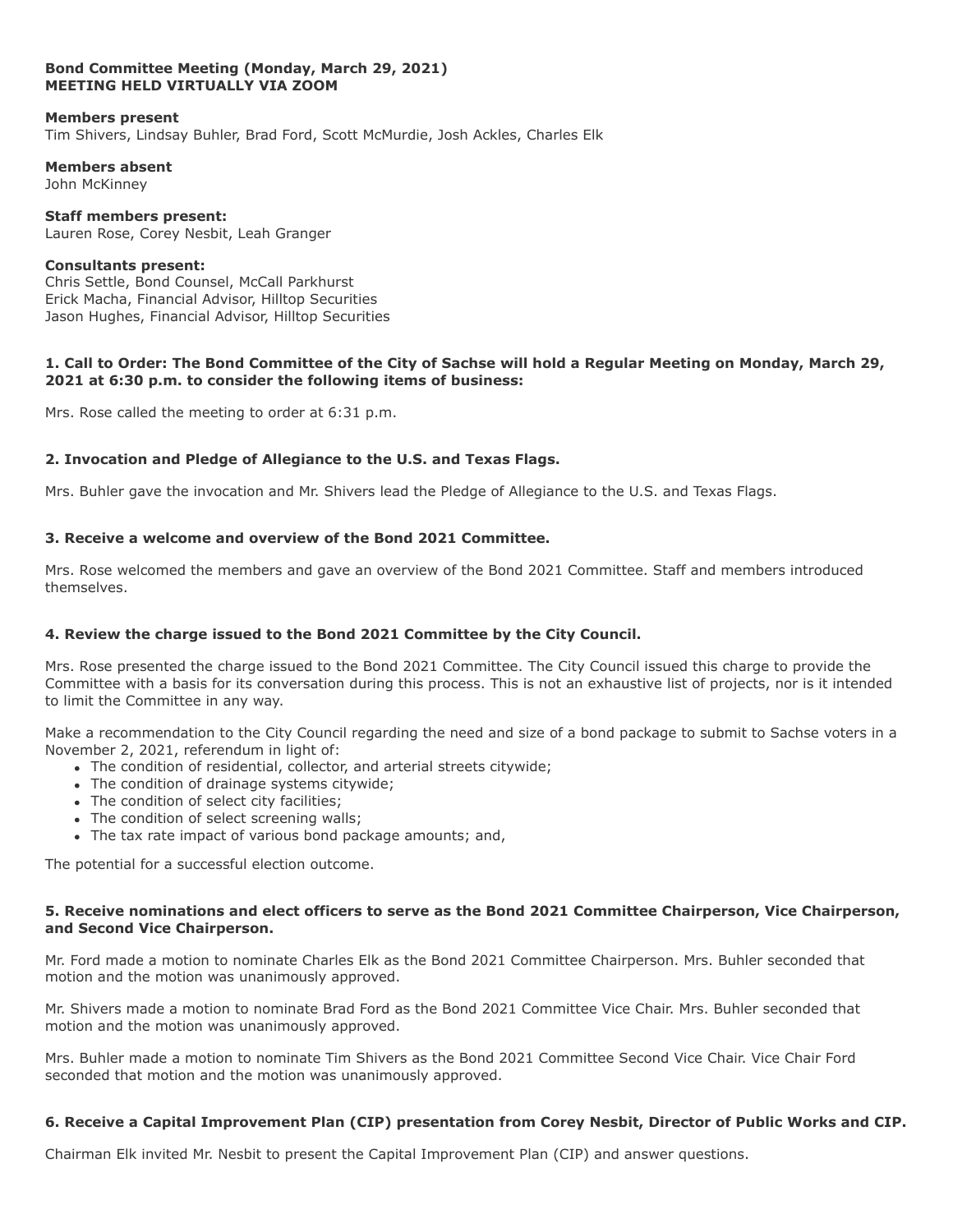**Bond Committee Meeting (Monday, March 29, 2021)**
**MEETING HELD VIRTUALLY VIA ZOOM**

**Members present**
Tim Shivers, Lindsay Buhler, Brad Ford, Scott McMurdie, Josh Ackles, Charles Elk

**Members absent**
John McKinney

**Staff members present:**
Lauren Rose, Corey Nesbit, Leah Granger

**Consultants present:**
Chris Settle, Bond Counsel, McCall Parkhurst
Erick Macha, Financial Advisor, Hilltop Securities
Jason Hughes, Financial Advisor, Hilltop Securities

**1. Call to Order: The Bond Committee of the City of Sachse will hold a Regular Meeting on Monday, March 29, 2021 at 6:30 p.m. to consider the following items of business:**

Mrs. Rose called the meeting to order at 6:31 p.m.

**2. Invocation and Pledge of Allegiance to the U.S. and Texas Flags.**

Mrs. Buhler gave the invocation and Mr. Shivers lead the Pledge of Allegiance to the U.S. and Texas Flags.

**3. Receive a welcome and overview of the Bond 2021 Committee.**

Mrs. Rose welcomed the members and gave an overview of the Bond 2021 Committee. Staff and members introduced themselves.

**4. Review the charge issued to the Bond 2021 Committee by the City Council.**

Mrs. Rose presented the charge issued to the Bond 2021 Committee. The City Council issued this charge to provide the Committee with a basis for its conversation during this process. This is not an exhaustive list of projects, nor is it intended to limit the Committee in any way.

Make a recommendation to the City Council regarding the need and size of a bond package to submit to Sachse voters in a November 2, 2021, referendum in light of:

- The condition of residential, collector, and arterial streets citywide;
- The condition of drainage systems citywide;
- The condition of select city facilities;
- The condition of select screening walls;
- The tax rate impact of various bond package amounts; and,

The potential for a successful election outcome.

**5. Receive nominations and elect officers to serve as the Bond 2021 Committee Chairperson, Vice Chairperson, and Second Vice Chairperson.**

Mr. Ford made a motion to nominate Charles Elk as the Bond 2021 Committee Chairperson. Mrs. Buhler seconded that motion and the motion was unanimously approved.

Mr. Shivers made a motion to nominate Brad Ford as the Bond 2021 Committee Vice Chair. Mrs. Buhler seconded that motion and the motion was unanimously approved.

Mrs. Buhler made a motion to nominate Tim Shivers as the Bond 2021 Committee Second Vice Chair. Vice Chair Ford seconded that motion and the motion was unanimously approved.

**6. Receive a Capital Improvement Plan (CIP) presentation from Corey Nesbit, Director of Public Works and CIP.**

Chairman Elk invited Mr. Nesbit to present the Capital Improvement Plan (CIP) and answer questions.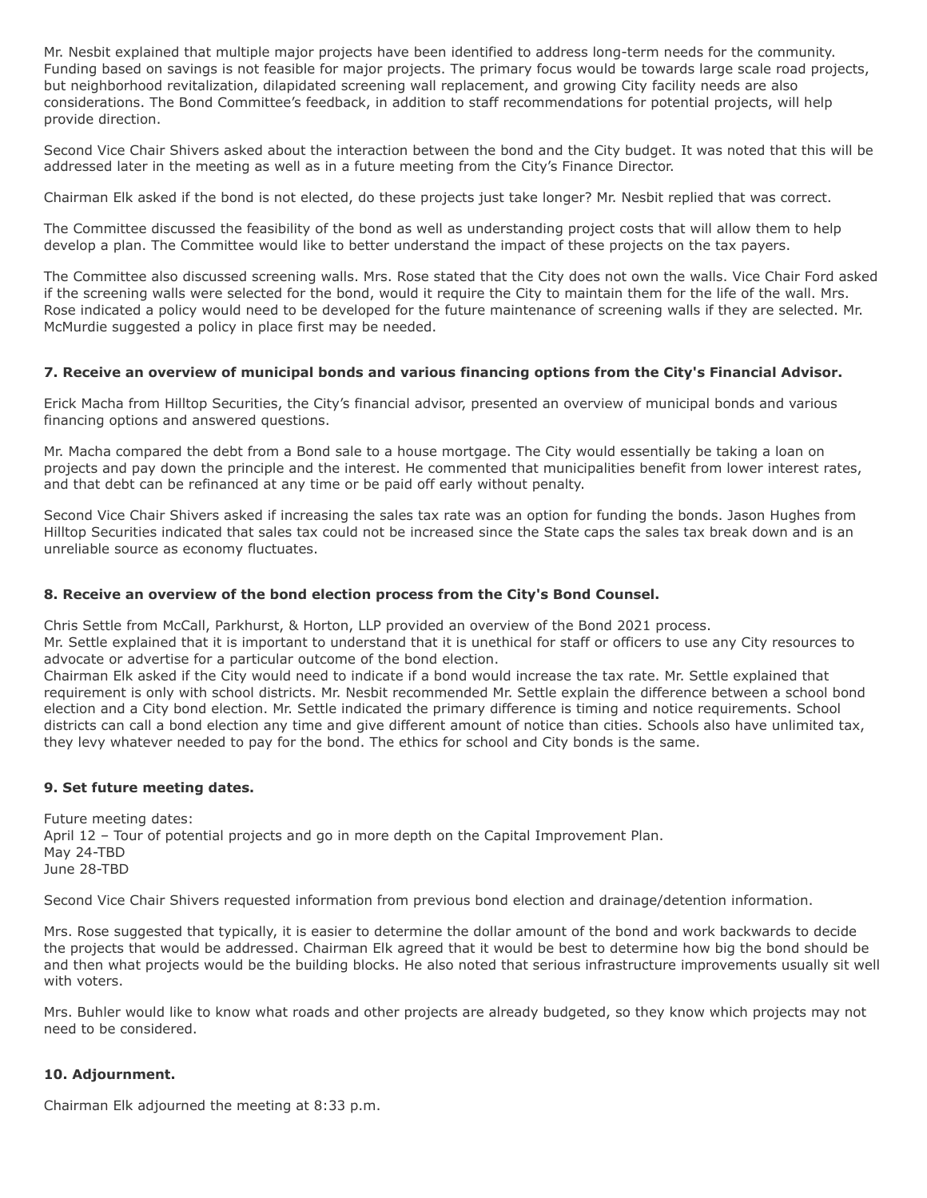Mr. Nesbit explained that multiple major projects have been identified to address long-term needs for the community. Funding based on savings is not feasible for major projects. The primary focus would be towards large scale road projects, but neighborhood revitalization, dilapidated screening wall replacement, and growing City facility needs are also considerations. The Bond Committee's feedback, in addition to staff recommendations for potential projects, will help provide direction.

Second Vice Chair Shivers asked about the interaction between the bond and the City budget. It was noted that this will be addressed later in the meeting as well as in a future meeting from the City's Finance Director.

Chairman Elk asked if the bond is not elected, do these projects just take longer? Mr. Nesbit replied that was correct.

The Committee discussed the feasibility of the bond as well as understanding project costs that will allow them to help develop a plan. The Committee would like to better understand the impact of these projects on the tax payers.

The Committee also discussed screening walls. Mrs. Rose stated that the City does not own the walls. Vice Chair Ford asked if the screening walls were selected for the bond, would it require the City to maintain them for the life of the wall. Mrs. Rose indicated a policy would need to be developed for the future maintenance of screening walls if they are selected. Mr. McMurdie suggested a policy in place first may be needed.

### 7. Receive an overview of municipal bonds and various financing options from the City's Financial Advisor.

Erick Macha from Hilltop Securities, the City's financial advisor, presented an overview of municipal bonds and various financing options and answered questions.

Mr. Macha compared the debt from a Bond sale to a house mortgage. The City would essentially be taking a loan on projects and pay down the principle and the interest. He commented that municipalities benefit from lower interest rates, and that debt can be refinanced at any time or be paid off early without penalty.

Second Vice Chair Shivers asked if increasing the sales tax rate was an option for funding the bonds. Jason Hughes from Hilltop Securities indicated that sales tax could not be increased since the State caps the sales tax break down and is an unreliable source as economy fluctuates.

### 8. Receive an overview of the bond election process from the City's Bond Counsel.

Chris Settle from McCall, Parkhurst, & Horton, LLP provided an overview of the Bond 2021 process.
Mr. Settle explained that it is important to understand that it is unethical for staff or officers to use any City resources to advocate or advertise for a particular outcome of the bond election.
Chairman Elk asked if the City would need to indicate if a bond would increase the tax rate. Mr. Settle explained that requirement is only with school districts. Mr. Nesbit recommended Mr. Settle explain the difference between a school bond election and a City bond election. Mr. Settle indicated the primary difference is timing and notice requirements. School districts can call a bond election any time and give different amount of notice than cities. Schools also have unlimited tax, they levy whatever needed to pay for the bond. The ethics for school and City bonds is the same.

### 9. Set future meeting dates.

Future meeting dates:
April 12 – Tour of potential projects and go in more depth on the Capital Improvement Plan.
May 24-TBD
June 28-TBD

Second Vice Chair Shivers requested information from previous bond election and drainage/detention information.

Mrs. Rose suggested that typically, it is easier to determine the dollar amount of the bond and work backwards to decide the projects that would be addressed. Chairman Elk agreed that it would be best to determine how big the bond should be and then what projects would be the building blocks. He also noted that serious infrastructure improvements usually sit well with voters.

Mrs. Buhler would like to know what roads and other projects are already budgeted, so they know which projects may not need to be considered.

### 10. Adjournment.

Chairman Elk adjourned the meeting at 8:33 p.m.